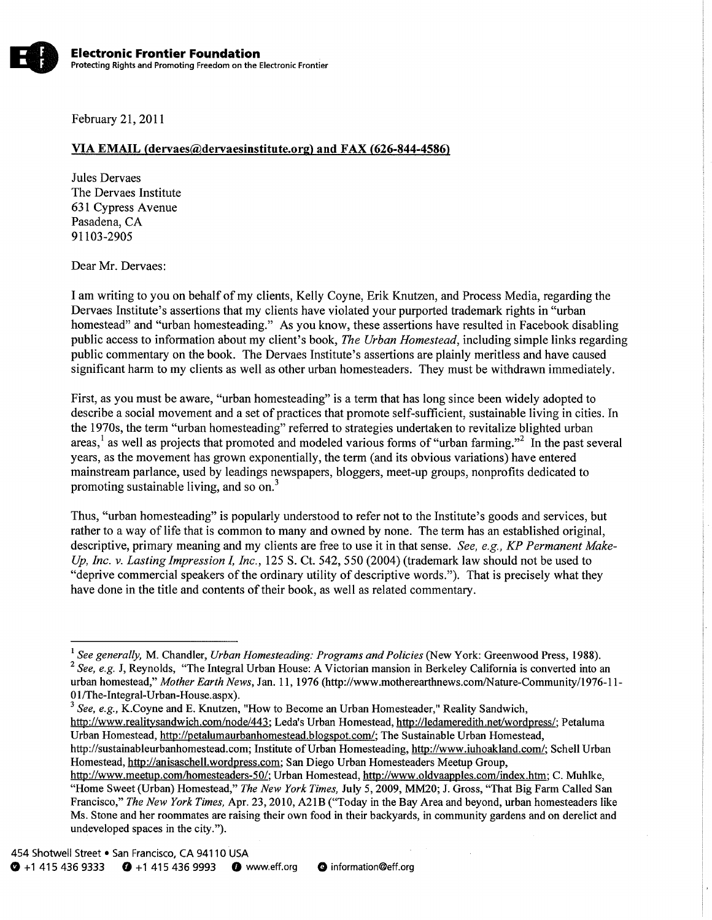**Electronic Frontier Foundation**
Protecting Rights and Promoting Freedom on the Electronic Frontier

February 21, 2011

**VIA EMAIL (dervaes@dervaesinstitute.org) and FAX (626-844-4586)**

Jules Dervaes
The Dervaes Institute
631 Cypress Avenue
Pasadena, CA
91103-2905

Dear Mr. Dervaes:

I am writing to you on behalf of my clients, Kelly Coyne, Erik Knutzen, and Process Media, regarding the Dervaes Institute's assertions that my clients have violated your purported trademark rights in "urban homestead" and "urban homesteading." As you know, these assertions have resulted in Facebook disabling public access to information about my client's book, *The Urban Homestead*, including simple links regarding public commentary on the book. The Dervaes Institute's assertions are plainly meritless and have caused significant harm to my clients as well as other urban homesteaders. They must be withdrawn immediately.

First, as you must be aware, "urban homesteading" is a term that has long since been widely adopted to describe a social movement and a set of practices that promote self-sufficient, sustainable living in cities. In the 1970s, the term "urban homesteading" referred to strategies undertaken to revitalize blighted urban areas,[1] as well as projects that promoted and modeled various forms of "urban farming."[2] In the past several years, as the movement has grown exponentially, the term (and its obvious variations) have entered mainstream parlance, used by leadings newspapers, bloggers, meet-up groups, nonprofits dedicated to promoting sustainable living, and so on.[3]

Thus, "urban homesteading" is popularly understood to refer not to the Institute's goods and services, but rather to a way of life that is common to many and owned by none. The term has an established original, descriptive, primary meaning and my clients are free to use it in that sense. *See, e.g., KP Permanent Make-Up, Inc. v. Lasting Impression I, Inc.*, 125 S. Ct. 542, 550 (2004) (trademark law should not be used to "deprive commercial speakers of the ordinary utility of descriptive words."). That is precisely what they have done in the title and contents of their book, as well as related commentary.

---

[1] *See generally,* M. Chandler, *Urban Homesteading: Programs and Policies* (New York: Greenwood Press, 1988).

[2] *See, e.g.* J, Reynolds, "The Integral Urban House: A Victorian mansion in Berkeley California is converted into an urban homestead," *Mother Earth News*, Jan. 11, 1976 (http://www.motherearthnews.com/Nature-Community/1976-11-01/The-Integral-Urban-House.aspx).

[3] *See, e.g.,* K.Coyne and E. Knutzen, "How to Become an Urban Homesteader," Reality Sandwich, http://www.realitysandwich.com/node/443; Leda's Urban Homestead, http://ledameredith.net/wordpress/; Petaluma Urban Homestead, http://petalumaurbanhomestead.blogspot.com/; The Sustainable Urban Homestead, http://sustainableurbanhomestead.com; Institute of Urban Homesteading, http://www.iuhoakland.com/; Schell Urban Homestead, http://anisaschell.wordpress.com; San Diego Urban Homesteaders Meetup Group, http://www.meetup.com/homesteaders-50/; Urban Homestead, http://www.oldvaapples.com/index.htm; C. Muhlke, "Home Sweet (Urban) Homestead," *The New York Times,* July 5, 2009, MM20; J. Gross, "That Big Farm Called San Francisco," *The New York Times,* Apr. 23, 2010, A21B ("Today in the Bay Area and beyond, urban homesteaders like Ms. Stone and her roommates are raising their own food in their backyards, in community gardens and on derelict and undeveloped spaces in the city.").

454 Shotwell Street • San Francisco, CA 94110 USA
+1 415 436 9333 +1 415 436 9993 www.eff.org information@eff.org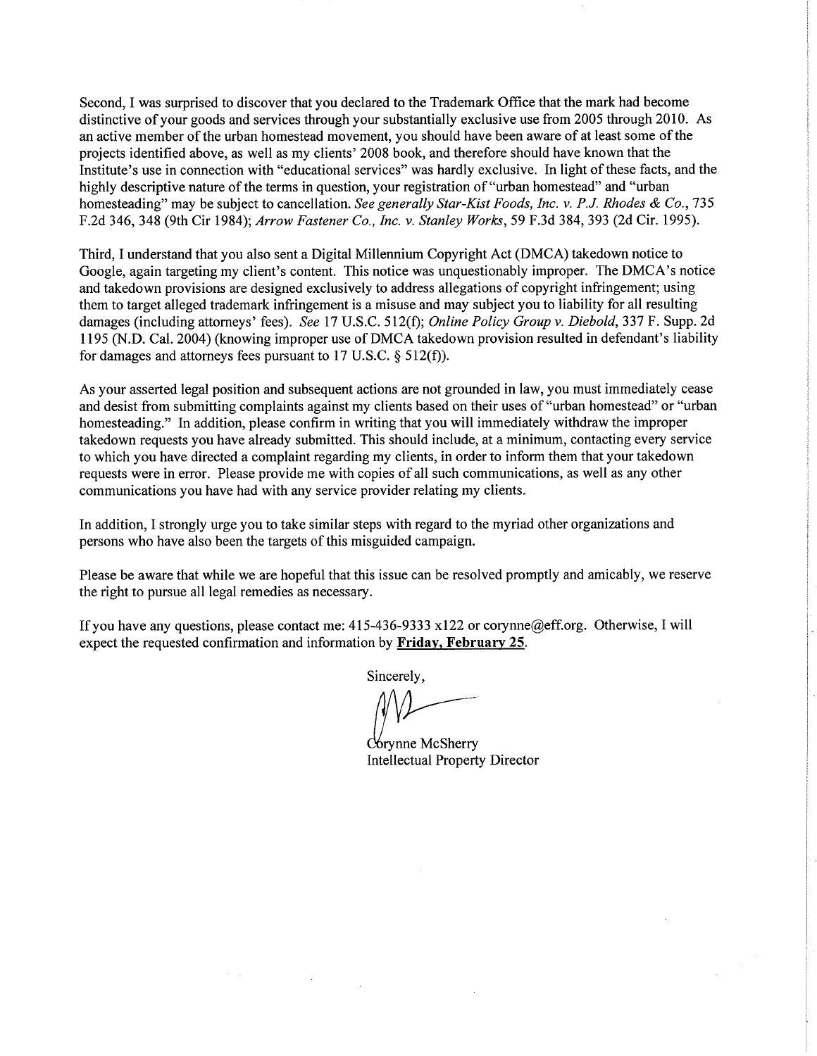Second, I was surprised to discover that you declared to the Trademark Office that the mark had become distinctive of your goods and services through your substantially exclusive use from 2005 through 2010. As an active member of the urban homestead movement, you should have been aware of at least some of the projects identified above, as well as my clients' 2008 book, and therefore should have known that the Institute's use in connection with "educational services" was hardly exclusive. In light of these facts, and the highly descriptive nature of the terms in question, your registration of "urban homestead" and "urban homesteading" may be subject to cancellation. *See generally Star-Kist Foods, Inc. v. P.J. Rhodes & Co.*, 735 F.2d 346, 348 (9th Cir 1984); *Arrow Fastener Co., Inc. v. Stanley Works*, 59 F.3d 384, 393 (2d Cir. 1995).

Third, I understand that you also sent a Digital Millennium Copyright Act (DMCA) takedown notice to Google, again targeting my client's content. This notice was unquestionably improper. The DMCA's notice and takedown provisions are designed exclusively to address allegations of copyright infringement; using them to target alleged trademark infringement is a misuse and may subject you to liability for all resulting damages (including attorneys' fees). *See* 17 U.S.C. 512(f); *Online Policy Group v. Diebold*, 337 F. Supp. 2d 1195 (N.D. Cal. 2004) (knowing improper use of DMCA takedown provision resulted in defendant's liability for damages and attorneys fees pursuant to 17 U.S.C. § 512(f)).

As your asserted legal position and subsequent actions are not grounded in law, you must immediately cease and desist from submitting complaints against my clients based on their uses of "urban homestead" or "urban homesteading." In addition, please confirm in writing that you will immediately withdraw the improper takedown requests you have already submitted. This should include, at a minimum, contacting every service to which you have directed a complaint regarding my clients, in order to inform them that your takedown requests were in error. Please provide me with copies of all such communications, as well as any other communications you have had with any service provider relating my clients.

In addition, I strongly urge you to take similar steps with regard to the myriad other organizations and persons who have also been the targets of this misguided campaign.

Please be aware that while we are hopeful that this issue can be resolved promptly and amicably, we reserve the right to pursue all legal remedies as necessary.

If you have any questions, please contact me: 415-436-9333 x122 or corynne@eff.org. Otherwise, I will expect the requested confirmation and information by **Friday, February 25**.

Sincerely,

Corynne McSherry
Intellectual Property Director